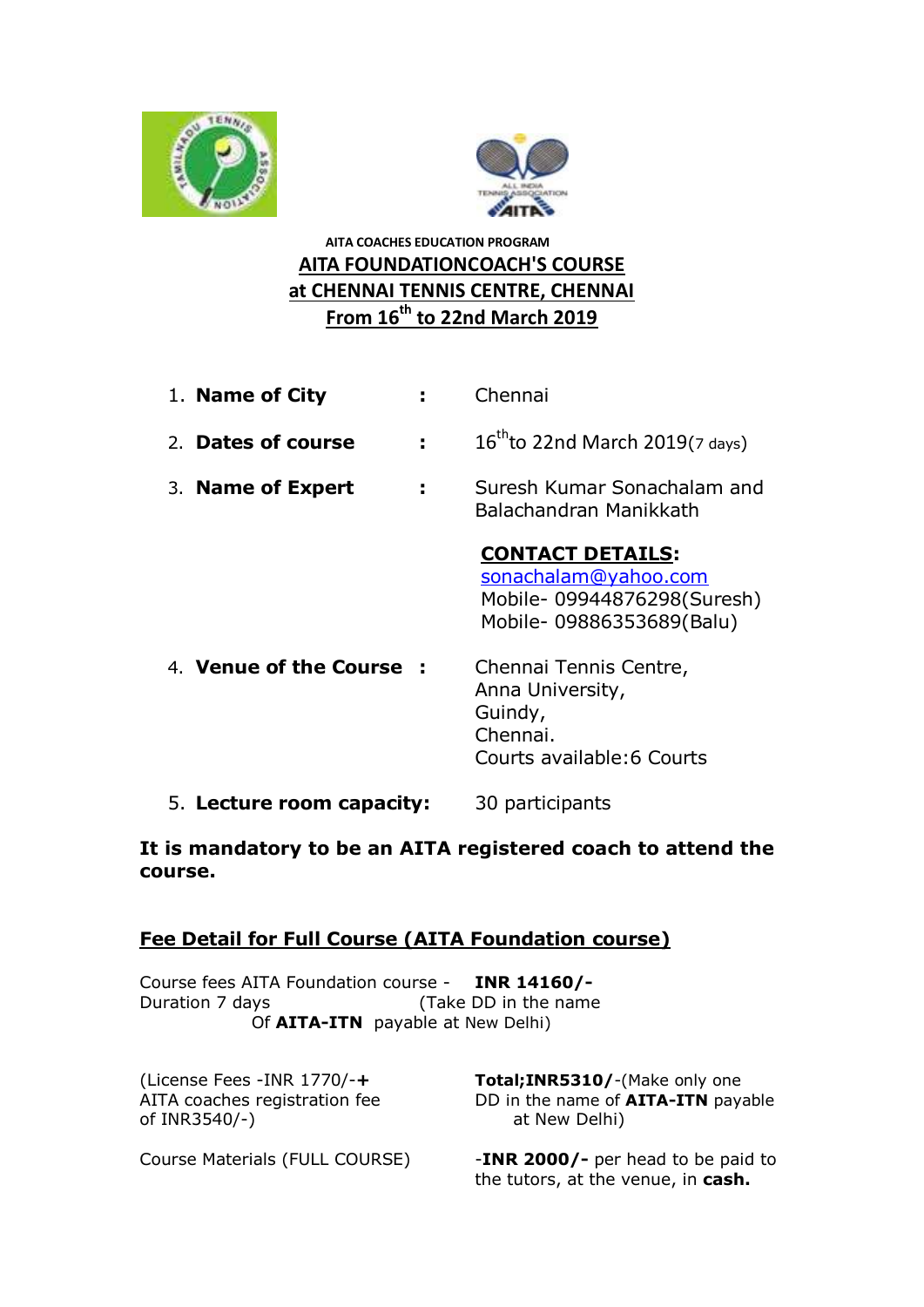AITA COACHES EDUCATION PROGRAM

# AITA FOUNDATIONCOACH'S COURSE

## at CHENNAI TENNIS CENTRE, CHENNAI

## From 16th to 22nd March 2019

1. **Name of City** : Chennai
2. **Dates of course** : 16th to 22nd March 2019 (7 days)
3. **Name of Expert** : Suresh Kumar Sonachalam and Balachandran Manikkath

   **CONTACT DETAILS:**
   sonachalam@yahoo.com
   Mobile- 09944876298(Suresh)
   Mobile- 09886353689(Balu)

4. **Venue of the Course** : Chennai Tennis Centre, Anna University, Guindy, Chennai. Courts available:6 Courts
5. **Lecture room capacity:** 30 participants

**It is mandatory to be an AITA registered coach to attend the course.**

## Fee Detail for Full Course (AITA Foundation course)

Course fees AITA Foundation course - Duration 7 days — **INR 14160/-** (Take DD in the name Of **AITA-ITN** payable at New Delhi)

(License Fees -INR 1770/-**+** AITA coaches registration fee of INR3540/-) — **Total;INR5310/-**(Make only one DD in the name of **AITA-ITN** payable at New Delhi)

Course Materials (FULL COURSE) — -**INR 2000/-** per head to be paid to the tutors, at the venue, in **cash.**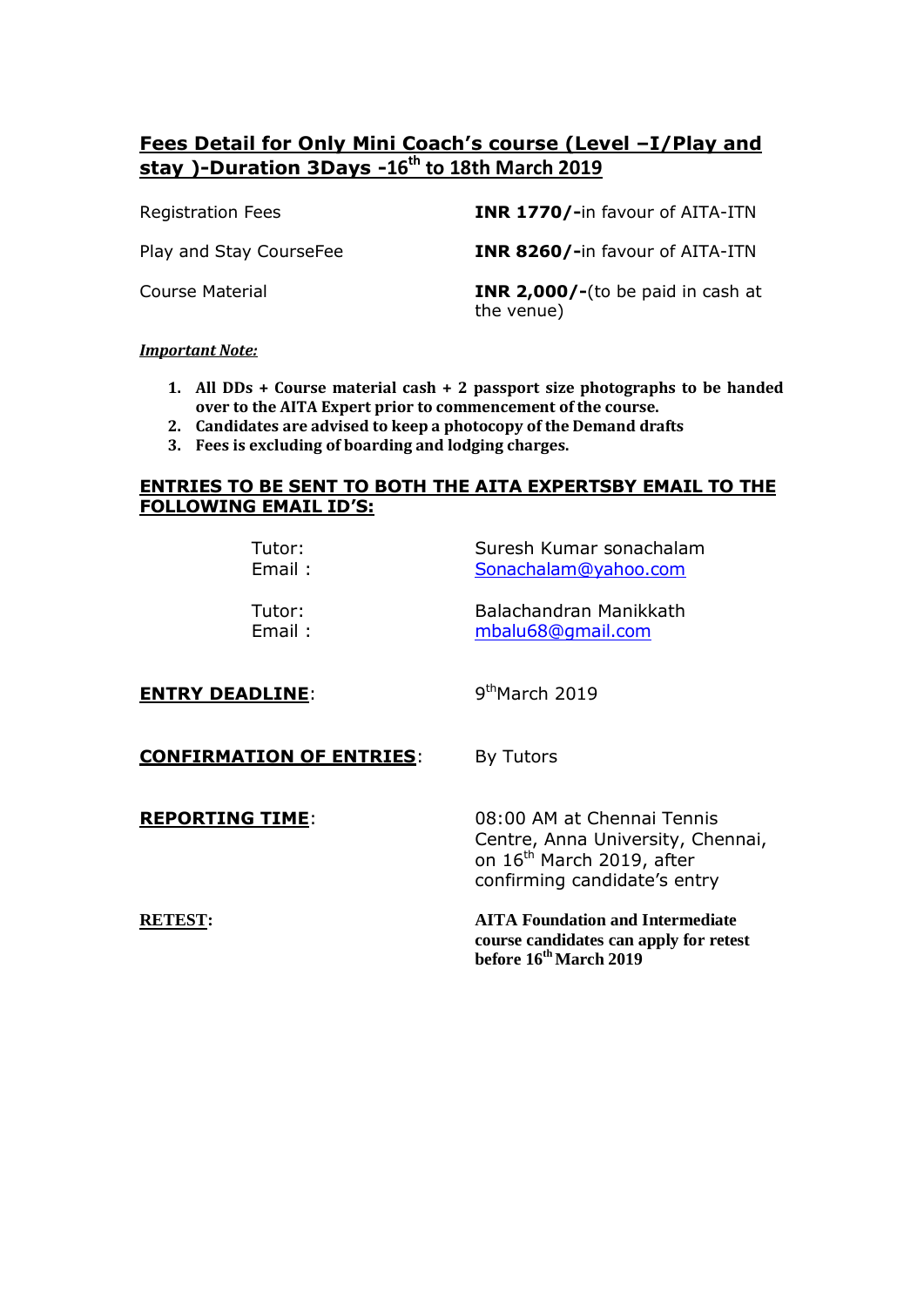## Fees Detail for Only Mini Coach's course (Level –I/Play and stay )-Duration 3Days -16th to 18th March 2019

| | |
|---|---|
| Registration Fees | **INR 1770/-**in favour of AITA-ITN |
| Play and Stay CourseFee | **INR 8260/-**in favour of AITA-ITN |
| Course Material | **INR 2,000/-**(to be paid in cash at the venue) |

***Important Note:***

1. **All DDs + Course material cash + 2 passport size photographs to be handed over to the AITA Expert prior to commencement of the course.**
2. **Candidates are advised to keep a photocopy of the Demand drafts**
3. **Fees is excluding of boarding and lodging charges.**

### ENTRIES TO BE SENT TO BOTH THE AITA EXPERTSBY EMAIL TO THE FOLLOWING EMAIL ID'S:

Tutor: Suresh Kumar sonachalam
Email : Sonachalam@yahoo.com

Tutor: Balachandran Manikkath
Email : mbalu68@gmail.com

**ENTRY DEADLINE**: 9th March 2019

**CONFIRMATION OF ENTRIES**: By Tutors

**REPORTING TIME**: 08:00 AM at Chennai Tennis Centre, Anna University, Chennai, on 16th March 2019, after confirming candidate's entry

**RETEST:** **AITA Foundation and Intermediate course candidates can apply for retest before 16th March 2019**